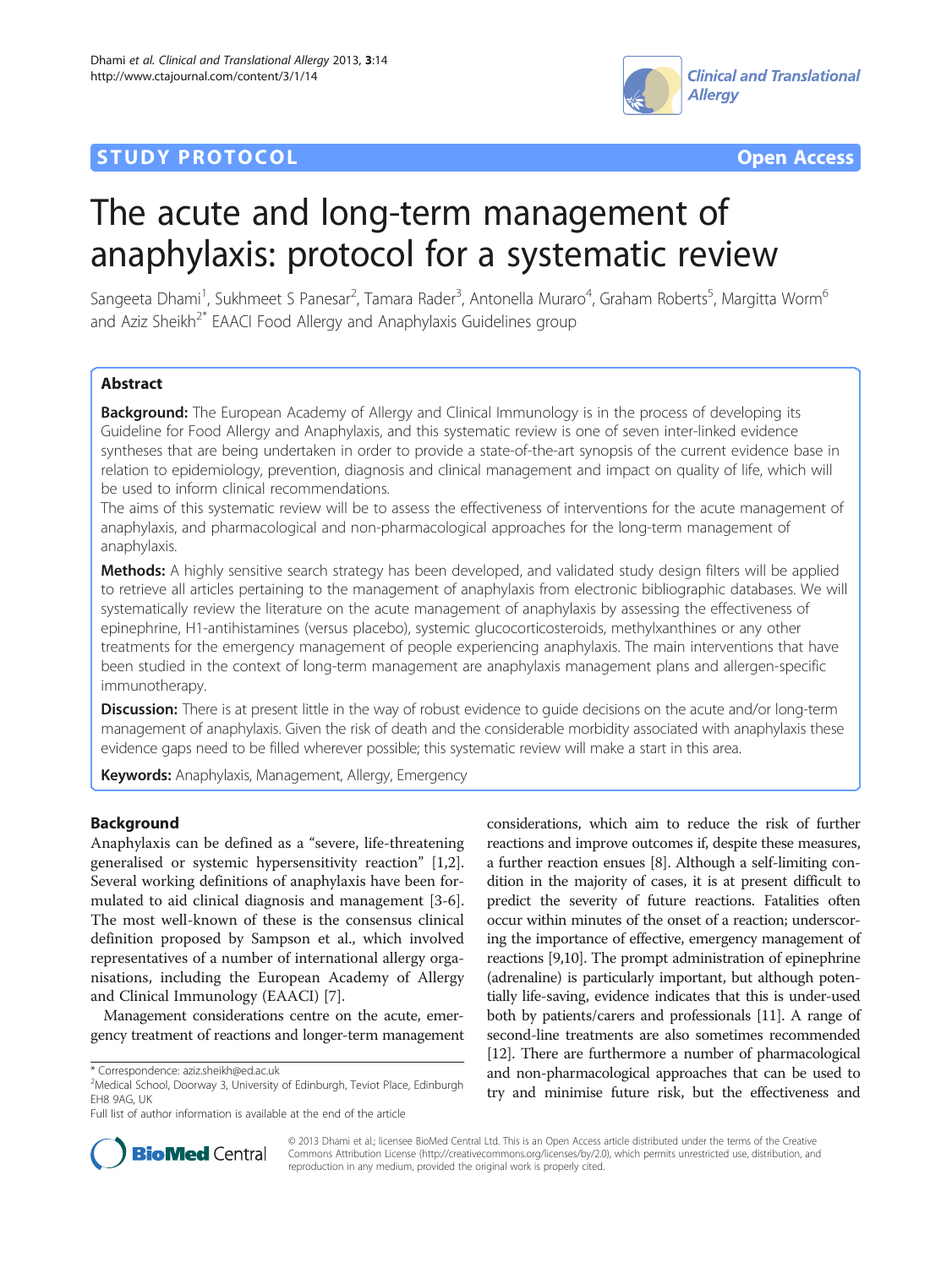STUDY PROTOCOL Open Access

# The acute and long-term management of anaphylaxis: protocol for a systematic review

Sangeeta Dhami[1], Sukhmeet S Panesar[2], Tamara Rader[3], Antonella Muraro[4], Graham Roberts[5], Margitta Worm[6] and Aziz Sheikh[2*] EAACI Food Allergy and Anaphylaxis Guidelines group

## Abstract

**Background:** The European Academy of Allergy and Clinical Immunology is in the process of developing its Guideline for Food Allergy and Anaphylaxis, and this systematic review is one of seven inter-linked evidence syntheses that are being undertaken in order to provide a state-of-the-art synopsis of the current evidence base in relation to epidemiology, prevention, diagnosis and clinical management and impact on quality of life, which will be used to inform clinical recommendations.

The aims of this systematic review will be to assess the effectiveness of interventions for the acute management of anaphylaxis, and pharmacological and non-pharmacological approaches for the long-term management of anaphylaxis.

**Methods:** A highly sensitive search strategy has been developed, and validated study design filters will be applied to retrieve all articles pertaining to the management of anaphylaxis from electronic bibliographic databases. We will systematically review the literature on the acute management of anaphylaxis by assessing the effectiveness of epinephrine, H1-antihistamines (versus placebo), systemic glucocorticosteroids, methylxanthines or any other treatments for the emergency management of people experiencing anaphylaxis. The main interventions that have been studied in the context of long-term management are anaphylaxis management plans and allergen-specific immunotherapy.

**Discussion:** There is at present little in the way of robust evidence to guide decisions on the acute and/or long-term management of anaphylaxis. Given the risk of death and the considerable morbidity associated with anaphylaxis these evidence gaps need to be filled wherever possible; this systematic review will make a start in this area.

**Keywords:** Anaphylaxis, Management, Allergy, Emergency

## Background

Anaphylaxis can be defined as a "severe, life-threatening generalised or systemic hypersensitivity reaction" [1,2]. Several working definitions of anaphylaxis have been formulated to aid clinical diagnosis and management [3-6]. The most well-known of these is the consensus clinical definition proposed by Sampson et al., which involved representatives of a number of international allergy organisations, including the European Academy of Allergy and Clinical Immunology (EAACI) [7].

Management considerations centre on the acute, emergency treatment of reactions and longer-term management considerations, which aim to reduce the risk of further reactions and improve outcomes if, despite these measures, a further reaction ensues [8]. Although a self-limiting condition in the majority of cases, it is at present difficult to predict the severity of future reactions. Fatalities often occur within minutes of the onset of a reaction; underscoring the importance of effective, emergency management of reactions [9,10]. The prompt administration of epinephrine (adrenaline) is particularly important, but although potentially life-saving, evidence indicates that this is under-used both by patients/carers and professionals [11]. A range of second-line treatments are also sometimes recommended [12]. There are furthermore a number of pharmacological and non-pharmacological approaches that can be used to try and minimise future risk, but the effectiveness and

\* Correspondence: aziz.sheikh@ed.ac.uk
[2]Medical School, Doorway 3, University of Edinburgh, Teviot Place, Edinburgh EH8 9AG, UK
Full list of author information is available at the end of the article

© 2013 Dhami et al.; licensee BioMed Central Ltd. This is an Open Access article distributed under the terms of the Creative Commons Attribution License (http://creativecommons.org/licenses/by/2.0), which permits unrestricted use, distribution, and reproduction in any medium, provided the original work is properly cited.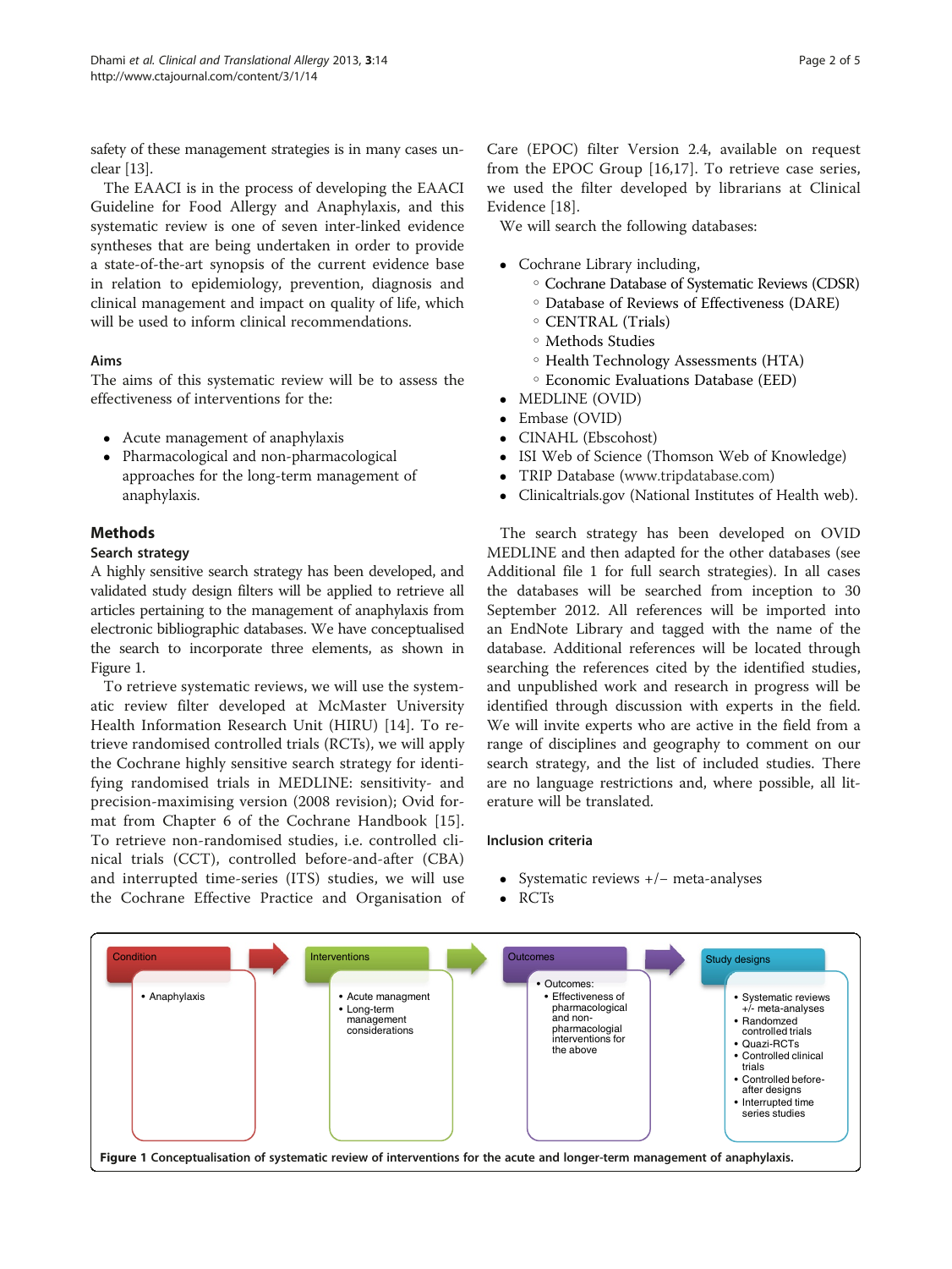safety of these management strategies is in many cases unclear [13].

The EAACI is in the process of developing the EAACI Guideline for Food Allergy and Anaphylaxis, and this systematic review is one of seven inter-linked evidence syntheses that are being undertaken in order to provide a state-of-the-art synopsis of the current evidence base in relation to epidemiology, prevention, diagnosis and clinical management and impact on quality of life, which will be used to inform clinical recommendations.

### Aims

The aims of this systematic review will be to assess the effectiveness of interventions for the:

- Acute management of anaphylaxis
- Pharmacological and non-pharmacological approaches for the long-term management of anaphylaxis.

## Methods

### Search strategy

A highly sensitive search strategy has been developed, and validated study design filters will be applied to retrieve all articles pertaining to the management of anaphylaxis from electronic bibliographic databases. We have conceptualised the search to incorporate three elements, as shown in Figure 1.

To retrieve systematic reviews, we will use the systematic review filter developed at McMaster University Health Information Research Unit (HIRU) [14]. To retrieve randomised controlled trials (RCTs), we will apply the Cochrane highly sensitive search strategy for identifying randomised trials in MEDLINE: sensitivity- and precision-maximising version (2008 revision); Ovid format from Chapter 6 of the Cochrane Handbook [15]. To retrieve non-randomised studies, i.e. controlled clinical trials (CCT), controlled before-and-after (CBA) and interrupted time-series (ITS) studies, we will use the Cochrane Effective Practice and Organisation of Care (EPOC) filter Version 2.4, available on request from the EPOC Group [16,17]. To retrieve case series, we used the filter developed by librarians at Clinical Evidence [18].

We will search the following databases:

- Cochrane Library including,
  - Cochrane Database of Systematic Reviews (CDSR)
  - Database of Reviews of Effectiveness (DARE)
  - CENTRAL (Trials)
  - Methods Studies
  - Health Technology Assessments (HTA)
  - Economic Evaluations Database (EED)
- MEDLINE (OVID)
- Embase (OVID)
- CINAHL (Ebscohost)
- ISI Web of Science (Thomson Web of Knowledge)
- TRIP Database (www.tripdatabase.com)
- Clinicaltrials.gov (National Institutes of Health web).

The search strategy has been developed on OVID MEDLINE and then adapted for the other databases (see Additional file 1 for full search strategies). In all cases the databases will be searched from inception to 30 September 2012. All references will be imported into an EndNote Library and tagged with the name of the database. Additional references will be located through searching the references cited by the identified studies, and unpublished work and research in progress will be identified through discussion with experts in the field. We will invite experts who are active in the field from a range of disciplines and geography to comment on our search strategy, and the list of included studies. There are no language restrictions and, where possible, all literature will be translated.

### Inclusion criteria

- Systematic reviews +/− meta-analyses
- RCTs

| Condition | Interventions | Outcomes | Study designs |
|---|---|---|---|
| • Anaphylaxis | • Acute managment<br>• Long-term management considerations | • Outcomes:<br>• Effectiveness of pharmacological and non-pharmacological interventions for the above | • Systematic reviews +/- meta-analyses<br>• Randomized controlled trials<br>• Quazi-RCTs<br>• Controlled clinical trials<br>• Controlled before-after designs<br>• Interrupted time series studies |

**Figure 1 Conceptualisation of systematic review of interventions for the acute and longer-term management of anaphylaxis.**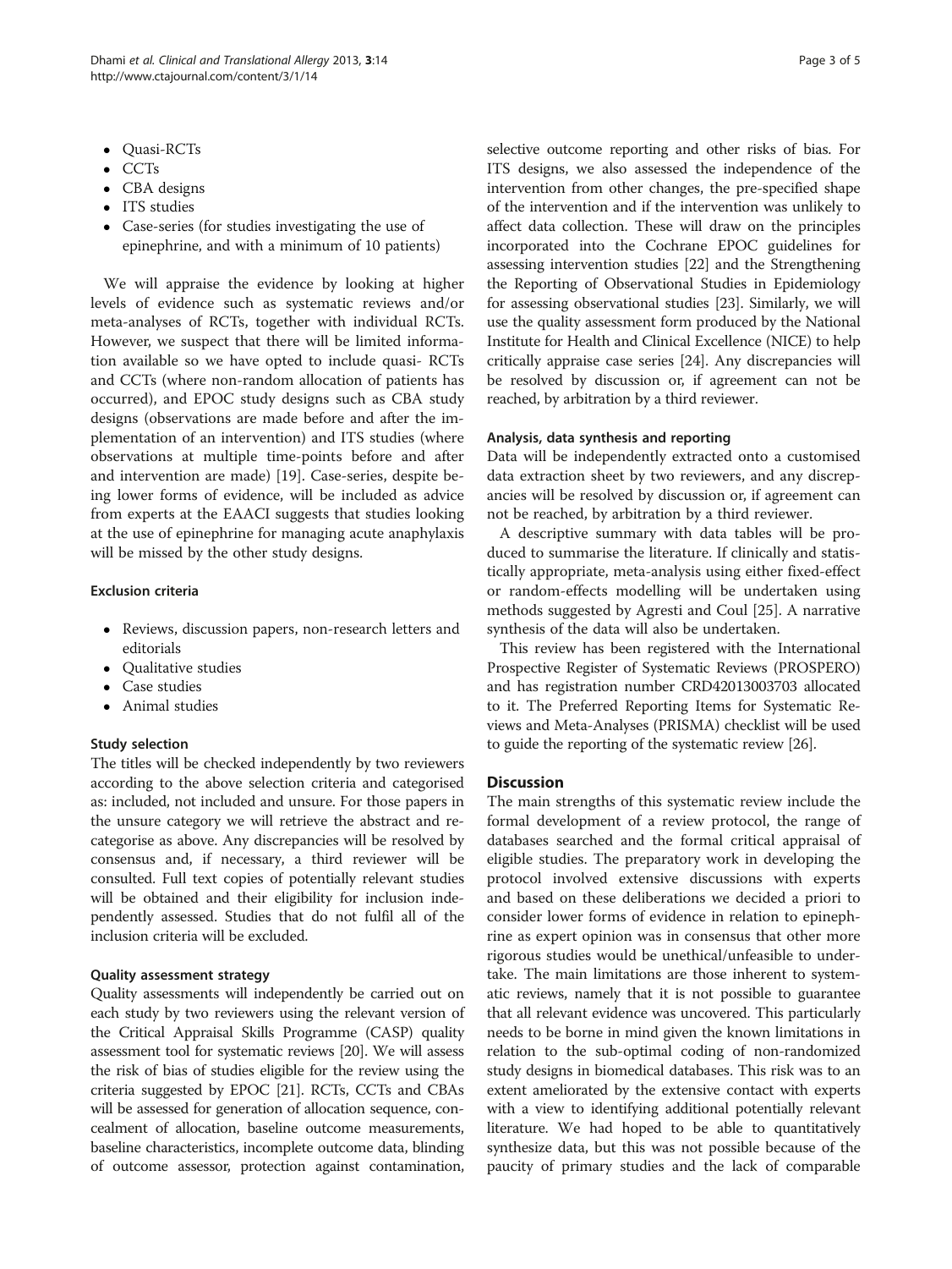- Quasi-RCTs
- CCTs
- CBA designs
- ITS studies
- Case-series (for studies investigating the use of epinephrine, and with a minimum of 10 patients)

We will appraise the evidence by looking at higher levels of evidence such as systematic reviews and/or meta-analyses of RCTs, together with individual RCTs. However, we suspect that there will be limited information available so we have opted to include quasi- RCTs and CCTs (where non-random allocation of patients has occurred), and EPOC study designs such as CBA study designs (observations are made before and after the implementation of an intervention) and ITS studies (where observations at multiple time-points before and after and intervention are made) [19]. Case-series, despite being lower forms of evidence, will be included as advice from experts at the EAACI suggests that studies looking at the use of epinephrine for managing acute anaphylaxis will be missed by the other study designs.

### Exclusion criteria

- Reviews, discussion papers, non-research letters and editorials
- Qualitative studies
- Case studies
- Animal studies

### Study selection

The titles will be checked independently by two reviewers according to the above selection criteria and categorised as: included, not included and unsure. For those papers in the unsure category we will retrieve the abstract and re-categorise as above. Any discrepancies will be resolved by consensus and, if necessary, a third reviewer will be consulted. Full text copies of potentially relevant studies will be obtained and their eligibility for inclusion independently assessed. Studies that do not fulfil all of the inclusion criteria will be excluded.

### Quality assessment strategy

Quality assessments will independently be carried out on each study by two reviewers using the relevant version of the Critical Appraisal Skills Programme (CASP) quality assessment tool for systematic reviews [20]. We will assess the risk of bias of studies eligible for the review using the criteria suggested by EPOC [21]. RCTs, CCTs and CBAs will be assessed for generation of allocation sequence, concealment of allocation, baseline outcome measurements, baseline characteristics, incomplete outcome data, blinding of outcome assessor, protection against contamination, selective outcome reporting and other risks of bias. For ITS designs, we also assessed the independence of the intervention from other changes, the pre-specified shape of the intervention and if the intervention was unlikely to affect data collection. These will draw on the principles incorporated into the Cochrane EPOC guidelines for assessing intervention studies [22] and the Strengthening the Reporting of Observational Studies in Epidemiology for assessing observational studies [23]. Similarly, we will use the quality assessment form produced by the National Institute for Health and Clinical Excellence (NICE) to help critically appraise case series [24]. Any discrepancies will be resolved by discussion or, if agreement can not be reached, by arbitration by a third reviewer.

### Analysis, data synthesis and reporting

Data will be independently extracted onto a customised data extraction sheet by two reviewers, and any discrepancies will be resolved by discussion or, if agreement can not be reached, by arbitration by a third reviewer.

A descriptive summary with data tables will be produced to summarise the literature. If clinically and statistically appropriate, meta-analysis using either fixed-effect or random-effects modelling will be undertaken using methods suggested by Agresti and Coul [25]. A narrative synthesis of the data will also be undertaken.

This review has been registered with the International Prospective Register of Systematic Reviews (PROSPERO) and has registration number CRD42013003703 allocated to it. The Preferred Reporting Items for Systematic Reviews and Meta-Analyses (PRISMA) checklist will be used to guide the reporting of the systematic review [26].

## Discussion

The main strengths of this systematic review include the formal development of a review protocol, the range of databases searched and the formal critical appraisal of eligible studies. The preparatory work in developing the protocol involved extensive discussions with experts and based on these deliberations we decided a priori to consider lower forms of evidence in relation to epinephrine as expert opinion was in consensus that other more rigorous studies would be unethical/unfeasible to undertake. The main limitations are those inherent to systematic reviews, namely that it is not possible to guarantee that all relevant evidence was uncovered. This particularly needs to be borne in mind given the known limitations in relation to the sub-optimal coding of non-randomized study designs in biomedical databases. This risk was to an extent ameliorated by the extensive contact with experts with a view to identifying additional potentially relevant literature. We had hoped to be able to quantitatively synthesize data, but this was not possible because of the paucity of primary studies and the lack of comparable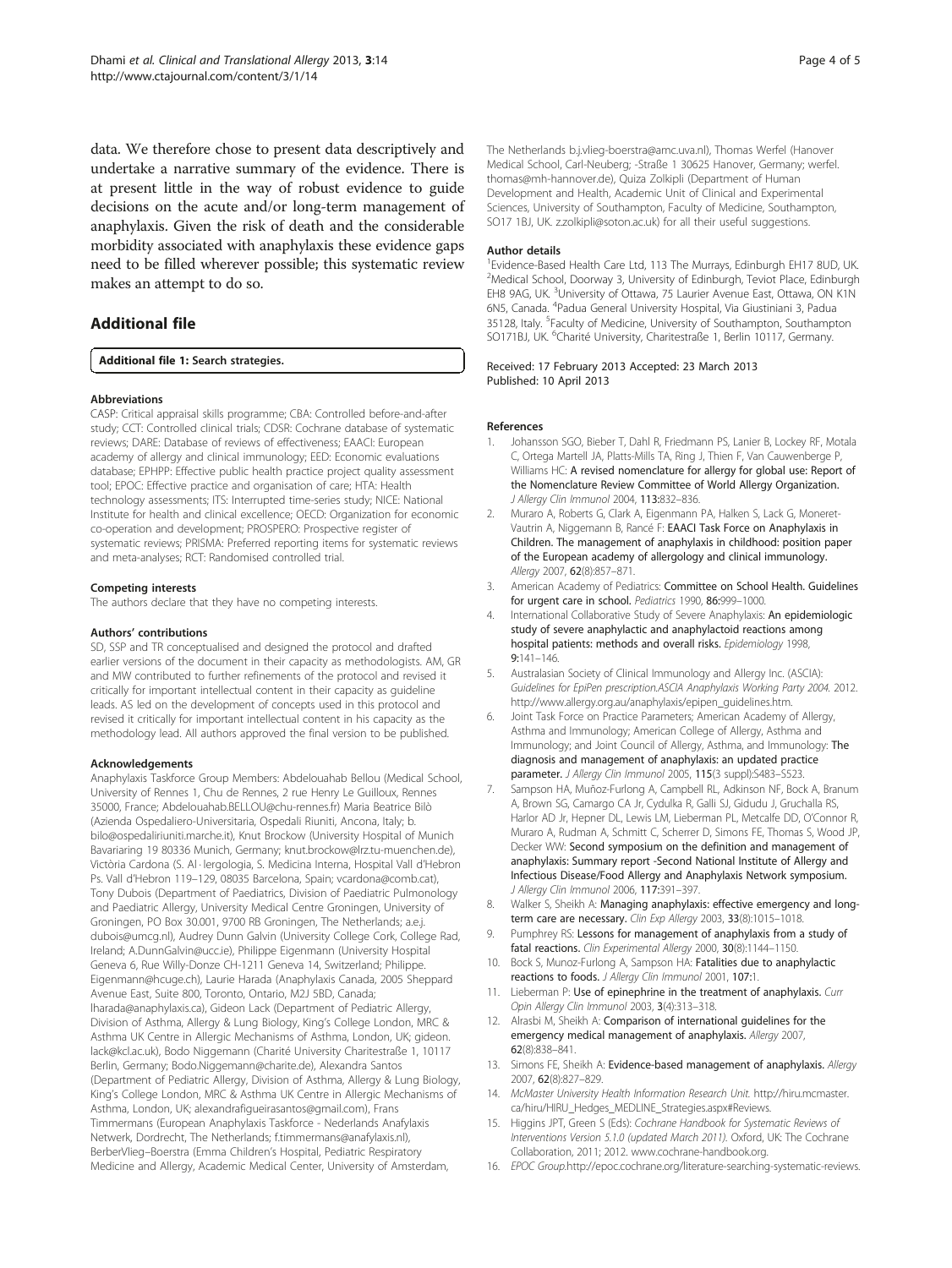data. We therefore chose to present data descriptively and undertake a narrative summary of the evidence. There is at present little in the way of robust evidence to guide decisions on the acute and/or long-term management of anaphylaxis. Given the risk of death and the considerable morbidity associated with anaphylaxis these evidence gaps need to be filled wherever possible; this systematic review makes an attempt to do so.

## Additional file

**Additional file 1: Search strategies.**

#### Abbreviations

CASP: Critical appraisal skills programme; CBA: Controlled before-and-after study; CCT: Controlled clinical trials; CDSR: Cochrane database of systematic reviews; DARE: Database of reviews of effectiveness; EAACI: European academy of allergy and clinical immunology; EED: Economic evaluations database; EPHPP: Effective public health practice project quality assessment tool; EPOC: Effective practice and organisation of care; HTA: Health technology assessments; ITS: Interrupted time-series study; NICE: National Institute for health and clinical excellence; OECD: Organization for economic co-operation and development; PROSPERO: Prospective register of systematic reviews; PRISMA: Preferred reporting items for systematic reviews and meta-analyses; RCT: Randomised controlled trial.

#### Competing interests

The authors declare that they have no competing interests.

#### Authors' contributions

SD, SSP and TR conceptualised and designed the protocol and drafted earlier versions of the document in their capacity as methodologists. AM, GR and MW contributed to further refinements of the protocol and revised it critically for important intellectual content in their capacity as guideline leads. AS led on the development of concepts used in this protocol and revised it critically for important intellectual content in his capacity as the methodology lead. All authors approved the final version to be published.

#### Acknowledgements

Anaphylaxis Taskforce Group Members: Abdelouahab Bellou (Medical School, University of Rennes 1, Chu de Rennes, 2 rue Henry Le Guilloux, Rennes 35000, France; Abdelouahab.BELLOU@chu-rennes.fr) Maria Beatrice Bilò (Azienda Ospedaliero-Universitaria, Ospedali Riuniti, Ancona, Italy; b.bilo@ospedaliriuniti.marche.it), Knut Brockow (University Hospital of Munich Bavariaring 19 80336 Munich, Germany; knut.brockow@lrz.tu-muenchen.de), Victòria Cardona (S. Al·lergologia, S. Medicina Interna, Hospital Vall d'Hebron Ps. Vall d'Hebron 119–129, 08035 Barcelona, Spain; vcardona@comb.cat), Tony Dubois (Department of Paediatrics, Division of Paediatric Pulmonology and Paediatric Allergy, University Medical Centre Groningen, University of Groningen, PO Box 30.001, 9700 RB Groningen, The Netherlands; a.e.j.dubois@umcg.nl), Audrey Dunn Galvin (University College Cork, College Rad, Ireland; A.DunnGalvin@ucc.ie), Philippe Eigenmann (University Hospital Geneva 6, Rue Willy-Donze CH-1211 Geneva 14, Switzerland; Philippe.Eigenmann@hcuge.ch), Laurie Harada (Anaphylaxis Canada, 2005 Sheppard Avenue East, Suite 800, Toronto, Ontario, M2J 5BD, Canada; lharada@anaphylaxis.ca), Gideon Lack (Department of Pediatric Allergy, Division of Asthma, Allergy & Lung Biology, King's College London, MRC & Asthma UK Centre in Allergic Mechanisms of Asthma, London, UK; gideon.lack@kcl.ac.uk), Bodo Niggemann (Charité University Charitestraße 1, 10117 Berlin, Germany; Bodo.Niggemann@charite.de), Alexandra Santos (Department of Pediatric Allergy, Division of Asthma, Allergy & Lung Biology, King's College London, MRC & Asthma UK Centre in Allergic Mechanisms of Asthma, London, UK; alexandrafigueirasantos@gmail.com), Frans Timmermans (European Anaphylaxis Taskforce - Nederlands Anafylaxis Netwerk, Dordrecht, The Netherlands; f.timmermans@anafylaxis.nl), BerberVlieg–Boerstra (Emma Children's Hospital, Pediatric Respiratory Medicine and Allergy, Academic Medical Center, University of Amsterdam, The Netherlands b.j.vlieg-boerstra@amc.uva.nl), Thomas Werfel (Hanover Medical School, Carl-Neuberg; -Straße 1 30625 Hanover, Germany; werfel.thomas@mh-hannover.de), Quiza Zolkipli (Department of Human Development and Health, Academic Unit of Clinical and Experimental Sciences, University of Southampton, Faculty of Medicine, Southampton, SO17 1BJ, UK. z.zolkipli@soton.ac.uk) for all their useful suggestions.

#### Author details

[1]Evidence-Based Health Care Ltd, 113 The Murrays, Edinburgh EH17 8UD, UK. [2]Medical School, Doorway 3, University of Edinburgh, Teviot Place, Edinburgh EH8 9AG, UK. [3]University of Ottawa, 75 Laurier Avenue East, Ottawa, ON K1N 6N5, Canada. [4]Padua General University Hospital, Via Giustiniani 3, Padua 35128, Italy. [5]Faculty of Medicine, University of Southampton, Southampton SO171BJ, UK. [6]Charité University, Charitestraße 1, Berlin 10117, Germany.

Received: 17 February 2013 Accepted: 23 March 2013
Published: 10 April 2013

#### References

1. Johansson SGO, Bieber T, Dahl R, Friedmann PS, Lanier B, Lockey RF, Motala C, Ortega Martell JA, Platts-Mills TA, Ring J, Thien F, Van Cauwenberge P, Williams HC: **A revised nomenclature for allergy for global use: Report of the Nomenclature Review Committee of World Allergy Organization.** *J Allergy Clin Immunol* 2004, **113**:832–836.
2. Muraro A, Roberts G, Clark A, Eigenmann PA, Halken S, Lack G, Moneret-Vautrin A, Niggemann B, Rancé F: **EAACI Task Force on Anaphylaxis in Children. The management of anaphylaxis in childhood: position paper of the European academy of allergology and clinical immunology.** *Allergy* 2007, **62**(8):857–871.
3. American Academy of Pediatrics: **Committee on School Health. Guidelines for urgent care in school.** *Pediatrics* 1990, **86**:999–1000.
4. International Collaborative Study of Severe Anaphylaxis: **An epidemiologic study of severe anaphylactic and anaphylactoid reactions among hospital patients: methods and overall risks.** *Epidemiology* 1998, **9**:141–146.
5. Australasian Society of Clinical Immunology and Allergy Inc. (ASCIA): *Guidelines for EpiPen prescription.ASCIA Anaphylaxis Working Party 2004.* 2012. http://www.allergy.org.au/anaphylaxis/epipen_guidelines.htm.
6. Joint Task Force on Practice Parameters; American Academy of Allergy, Asthma and Immunology; American College of Allergy, Asthma and Immunology; and Joint Council of Allergy, Asthma, and Immunology: **The diagnosis and management of anaphylaxis: an updated practice parameter.** *J Allergy Clin Immunol* 2005, **115**(3 suppl):S483–S523.
7. Sampson HA, Muñoz-Furlong A, Campbell RL, Adkinson NF, Bock A, Branum A, Brown SG, Camargo CA Jr, Cydulka R, Galli SJ, Gidudu J, Gruchalla RS, Harlor AD Jr, Hepner DL, Lewis LM, Lieberman PL, Metcalfe DD, O'Connor R, Muraro A, Rudman A, Schmitt C, Scherrer D, Simons FE, Thomas S, Wood JP, Decker WW: **Second symposium on the definition and management of anaphylaxis: Summary report -Second National Institute of Allergy and Infectious Disease/Food Allergy and Anaphylaxis Network symposium.** *J Allergy Clin Immunol* 2006, **117**:391–397.
8. Walker S, Sheikh A: **Managing anaphylaxis: effective emergency and long-term care are necessary.** *Clin Exp Allergy* 2003, **33**(8):1015–1018.
9. Pumphrey RS: **Lessons for management of anaphylaxis from a study of fatal reactions.** *Clin Experimental Allergy* 2000, **30**(8):1144–1150.
10. Bock S, Munoz-Furlong A, Sampson HA: **Fatalities due to anaphylactic reactions to foods.** *J Allergy Clin Immunol* 2001, **107**:1.
11. Lieberman P: **Use of epinephrine in the treatment of anaphylaxis.** *Curr Opin Allergy Clin Immunol* 2003, **3**(4):313–318.
12. Alrasbi M, Sheikh A: **Comparison of international guidelines for the emergency medical management of anaphylaxis.** *Allergy* 2007, **62**(8):838–841.
13. Simons FE, Sheikh A: **Evidence-based management of anaphylaxis.** *Allergy* 2007, **62**(8):827–829.
14. *McMaster University Health Information Research Unit.* http://hiru.mcmaster.ca/hiru/HIRU_Hedges_MEDLINE_Strategies.aspx#Reviews.
15. Higgins JPT, Green S (Eds): *Cochrane Handbook for Systematic Reviews of Interventions Version 5.1.0 (updated March 2011).* Oxford, UK: The Cochrane Collaboration, 2011; 2012. www.cochrane-handbook.org.
16. *EPOC Group.*http://epoc.cochrane.org/literature-searching-systematic-reviews.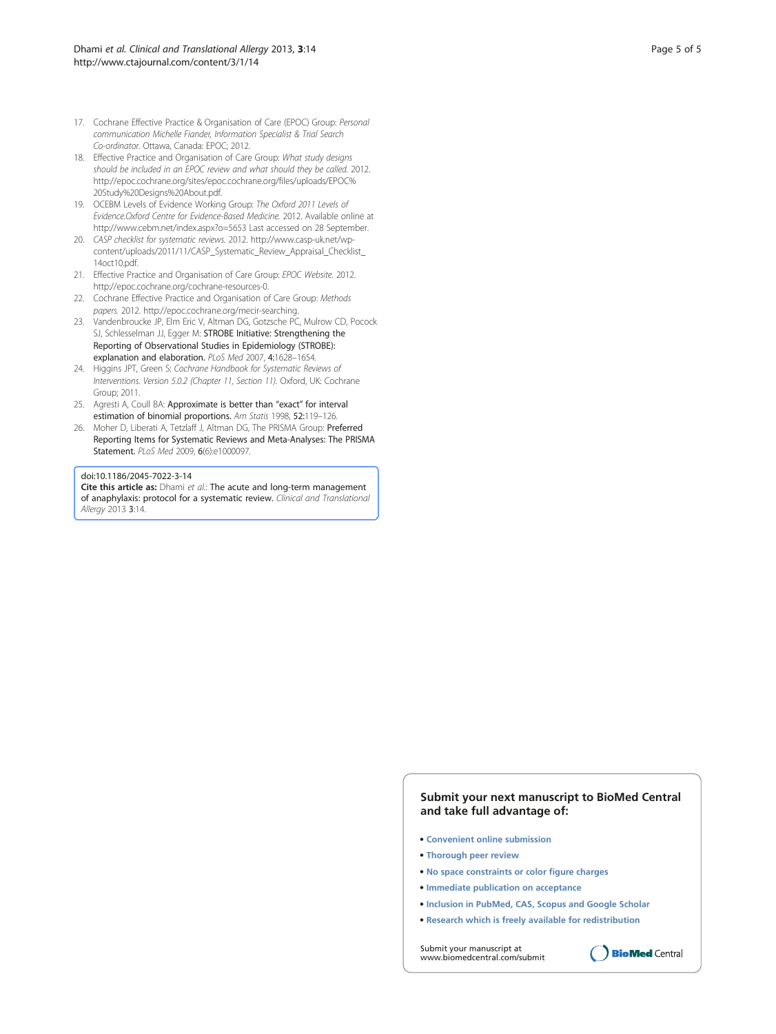17. Cochrane Effective Practice & Organisation of Care (EPOC) Group: *Personal communication Michelle Fiander, Information Specialist & Trial Search Co-ordinator*. Ottawa, Canada: EPOC; 2012.
18. Effective Practice and Organisation of Care Group: *What study designs should be included in an EPOC review and what should they be called*. 2012. http://epoc.cochrane.org/sites/epoc.cochrane.org/files/uploads/EPOC%20Study%20Designs%20About.pdf.
19. OCEBM Levels of Evidence Working Group: *The Oxford 2011 Levels of Evidence.Oxford Centre for Evidence-Based Medicine*. 2012. Available online at http://www.cebm.net/index.aspx?o=5653 Last accessed on 28 September.
20. *CASP checklist for systematic reviews*. 2012. http://www.casp-uk.net/wp-content/uploads/2011/11/CASP_Systematic_Review_Appraisal_Checklist_14oct10.pdf.
21. Effective Practice and Organisation of Care Group: *EPOC Website*. 2012. http://epoc.cochrane.org/cochrane-resources-0.
22. Cochrane Effective Practice and Organisation of Care Group: *Methods papers*. 2012. http://epoc.cochrane.org/mecir-searching.
23. Vandenbroucke JP, Elm Eric V, Altman DG, Gotzsche PC, Mulrow CD, Pocock SJ, Schlesselman JJ, Egger M: **STROBE Initiative: Strengthening the Reporting of Observational Studies in Epidemiology (STROBE): explanation and elaboration.** *PLoS Med* 2007, **4:**1628–1654.
24. Higgins JPT, Green S: *Cochrane Handbook for Systematic Reviews of Interventions. Version 5.0.2 (Chapter 11, Section 11)*. Oxford, UK: Cochrane Group; 2011.
25. Agresti A, Coull BA: **Approximate is better than "exact" for interval estimation of binomial proportions.** *Am Statis* 1998, **52:**119–126.
26. Moher D, Liberati A, Tetzlaff J, Altman DG, The PRISMA Group: **Preferred Reporting Items for Systematic Reviews and Meta-Analyses: The PRISMA Statement.** *PLoS Med* 2009, **6**(6):e1000097.

doi:10.1186/2045-7022-3-14

**Cite this article as:** Dhami *et al.*: The acute and long-term management of anaphylaxis: protocol for a systematic review. *Clinical and Translational Allergy* 2013 **3**:14.

**Submit your next manuscript to BioMed Central and take full advantage of:**

- **Convenient online submission**
- **Thorough peer review**
- **No space constraints or color figure charges**
- **Immediate publication on acceptance**
- **Inclusion in PubMed, CAS, Scopus and Google Scholar**
- **Research which is freely available for redistribution**

Submit your manuscript at www.biomedcentral.com/submit

BioMed Central